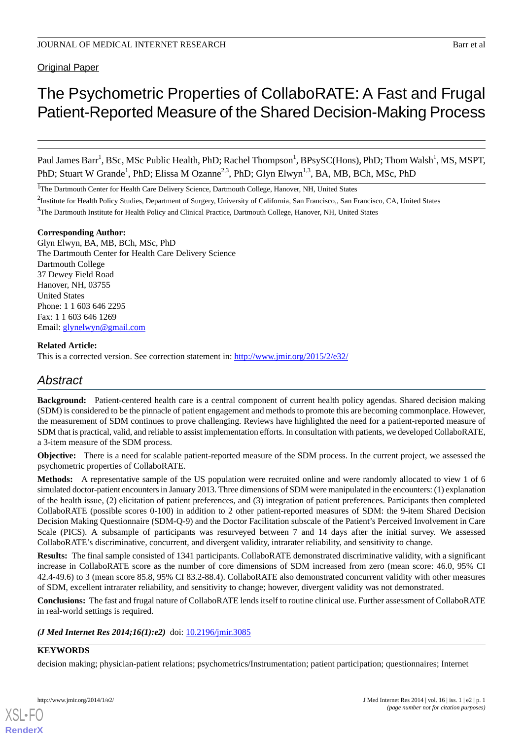Original Paper

# The Psychometric Properties of CollaboRATE: A Fast and Frugal Patient-Reported Measure of the Shared Decision-Making Process

Paul James Barr[1], BSc, MSc Public Health, PhD; Rachel Thompson[1], BPsySC(Hons), PhD; Thom Walsh[1], MS, MSPT, PhD; Stuart W Grande[1], PhD; Elissa M Ozanne[2,3], PhD; Glyn Elwyn[1,3], BA, MB, BCh, MSc, PhD

[1]The Dartmouth Center for Health Care Delivery Science, Dartmouth College, Hanover, NH, United States

[2]Institute for Health Policy Studies, Department of Surgery, University of California, San Francisco,, San Francisco, CA, United States

[3]The Dartmouth Institute for Health Policy and Clinical Practice, Dartmouth College, Hanover, NH, United States

**Corresponding Author:**
Glyn Elwyn, BA, MB, BCh, MSc, PhD
The Dartmouth Center for Health Care Delivery Science
Dartmouth College
37 Dewey Field Road
Hanover, NH, 03755
United States
Phone: 1 1 603 646 2295
Fax: 1 1 603 646 1269
Email: glynelwyn@gmail.com

**Related Article:**
This is a corrected version. See correction statement in: http://www.jmir.org/2015/2/e32/

## Abstract

**Background:** Patient-centered health care is a central component of current health policy agendas. Shared decision making (SDM) is considered to be the pinnacle of patient engagement and methods to promote this are becoming commonplace. However, the measurement of SDM continues to prove challenging. Reviews have highlighted the need for a patient-reported measure of SDM that is practical, valid, and reliable to assist implementation efforts. In consultation with patients, we developed CollaboRATE, a 3-item measure of the SDM process.

**Objective:** There is a need for scalable patient-reported measure of the SDM process. In the current project, we assessed the psychometric properties of CollaboRATE.

**Methods:** A representative sample of the US population were recruited online and were randomly allocated to view 1 of 6 simulated doctor-patient encounters in January 2013. Three dimensions of SDM were manipulated in the encounters: (1) explanation of the health issue, (2) elicitation of patient preferences, and (3) integration of patient preferences. Participants then completed CollaboRATE (possible scores 0-100) in addition to 2 other patient-reported measures of SDM: the 9-item Shared Decision Decision Making Questionnaire (SDM-Q-9) and the Doctor Facilitation subscale of the Patient's Perceived Involvement in Care Scale (PICS). A subsample of participants was resurveyed between 7 and 14 days after the initial survey. We assessed CollaboRATE's discriminative, concurrent, and divergent validity, intrarater reliability, and sensitivity to change.

**Results:** The final sample consisted of 1341 participants. CollaboRATE demonstrated discriminative validity, with a significant increase in CollaboRATE score as the number of core dimensions of SDM increased from zero (mean score: 46.0, 95% CI 42.4-49.6) to 3 (mean score 85.8, 95% CI 83.2-88.4). CollaboRATE also demonstrated concurrent validity with other measures of SDM, excellent intrarater reliability, and sensitivity to change; however, divergent validity was not demonstrated.

**Conclusions:** The fast and frugal nature of CollaboRATE lends itself to routine clinical use. Further assessment of CollaboRATE in real-world settings is required.

***(J Med Internet Res 2014;16(1):e2)*** doi: 10.2196/jmir.3085

**KEYWORDS**

decision making; physician-patient relations; psychometrics/Instrumentation; patient participation; questionnaires; Internet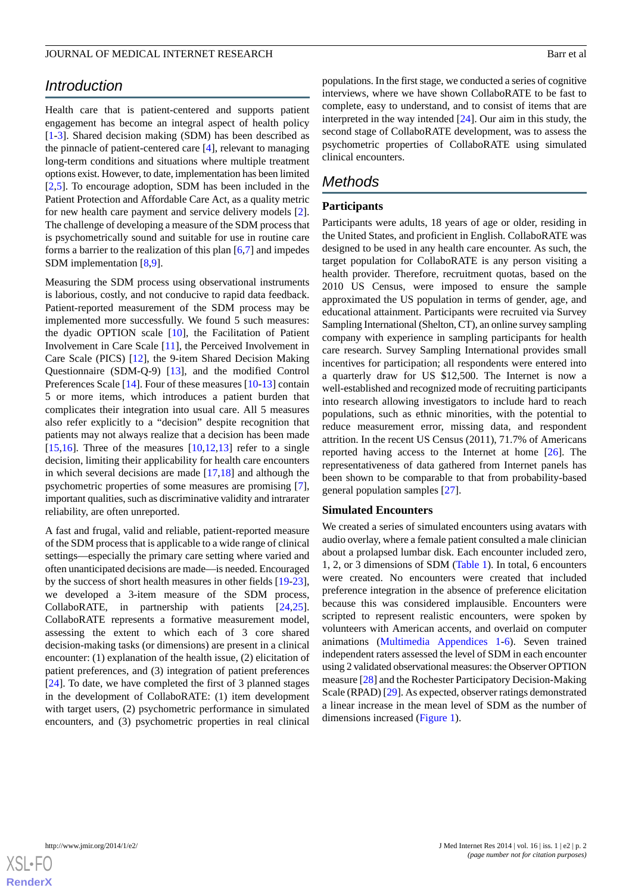## Introduction

Health care that is patient-centered and supports patient engagement has become an integral aspect of health policy [1-3]. Shared decision making (SDM) has been described as the pinnacle of patient-centered care [4], relevant to managing long-term conditions and situations where multiple treatment options exist. However, to date, implementation has been limited [2,5]. To encourage adoption, SDM has been included in the Patient Protection and Affordable Care Act, as a quality metric for new health care payment and service delivery models [2]. The challenge of developing a measure of the SDM process that is psychometrically sound and suitable for use in routine care forms a barrier to the realization of this plan [6,7] and impedes SDM implementation [8,9].

Measuring the SDM process using observational instruments is laborious, costly, and not conducive to rapid data feedback. Patient-reported measurement of the SDM process may be implemented more successfully. We found 5 such measures: the dyadic OPTION scale [10], the Facilitation of Patient Involvement in Care Scale [11], the Perceived Involvement in Care Scale (PICS) [12], the 9-item Shared Decision Making Questionnaire (SDM-Q-9) [13], and the modified Control Preferences Scale [14]. Four of these measures [10-13] contain 5 or more items, which introduces a patient burden that complicates their integration into usual care. All 5 measures also refer explicitly to a "decision" despite recognition that patients may not always realize that a decision has been made [15,16]. Three of the measures [10,12,13] refer to a single decision, limiting their applicability for health care encounters in which several decisions are made [17,18] and although the psychometric properties of some measures are promising [7], important qualities, such as discriminative validity and intrarater reliability, are often unreported.

A fast and frugal, valid and reliable, patient-reported measure of the SDM process that is applicable to a wide range of clinical settings—especially the primary care setting where varied and often unanticipated decisions are made—is needed. Encouraged by the success of short health measures in other fields [19-23], we developed a 3-item measure of the SDM process, CollaboRATE, in partnership with patients [24,25]. CollaboRATE represents a formative measurement model, assessing the extent to which each of 3 core shared decision-making tasks (or dimensions) are present in a clinical encounter: (1) explanation of the health issue, (2) elicitation of patient preferences, and (3) integration of patient preferences [24]. To date, we have completed the first of 3 planned stages in the development of CollaboRATE: (1) item development with target users, (2) psychometric performance in simulated encounters, and (3) psychometric properties in real clinical populations. In the first stage, we conducted a series of cognitive interviews, where we have shown CollaboRATE to be fast to complete, easy to understand, and to consist of items that are interpreted in the way intended [24]. Our aim in this study, the second stage of CollaboRATE development, was to assess the psychometric properties of CollaboRATE using simulated clinical encounters.

## Methods

### Participants

Participants were adults, 18 years of age or older, residing in the United States, and proficient in English. CollaboRATE was designed to be used in any health care encounter. As such, the target population for CollaboRATE is any person visiting a health provider. Therefore, recruitment quotas, based on the 2010 US Census, were imposed to ensure the sample approximated the US population in terms of gender, age, and educational attainment. Participants were recruited via Survey Sampling International (Shelton, CT), an online survey sampling company with experience in sampling participants for health care research. Survey Sampling International provides small incentives for participation; all respondents were entered into a quarterly draw for US $12,500. The Internet is now a well-established and recognized mode of recruiting participants into research allowing investigators to include hard to reach populations, such as ethnic minorities, with the potential to reduce measurement error, missing data, and respondent attrition. In the recent US Census (2011), 71.7% of Americans reported having access to the Internet at home [26]. The representativeness of data gathered from Internet panels has been shown to be comparable to that from probability-based general population samples [27].

### Simulated Encounters

We created a series of simulated encounters using avatars with audio overlay, where a female patient consulted a male clinician about a prolapsed lumbar disk. Each encounter included zero, 1, 2, or 3 dimensions of SDM (Table 1). In total, 6 encounters were created. No encounters were created that included preference integration in the absence of preference elicitation because this was considered implausible. Encounters were scripted to represent realistic encounters, were spoken by volunteers with American accents, and overlaid on computer animations (Multimedia Appendices 1-6). Seven trained independent raters assessed the level of SDM in each encounter using 2 validated observational measures: the Observer OPTION measure [28] and the Rochester Participatory Decision-Making Scale (RPAD) [29]. As expected, observer ratings demonstrated a linear increase in the mean level of SDM as the number of dimensions increased (Figure 1).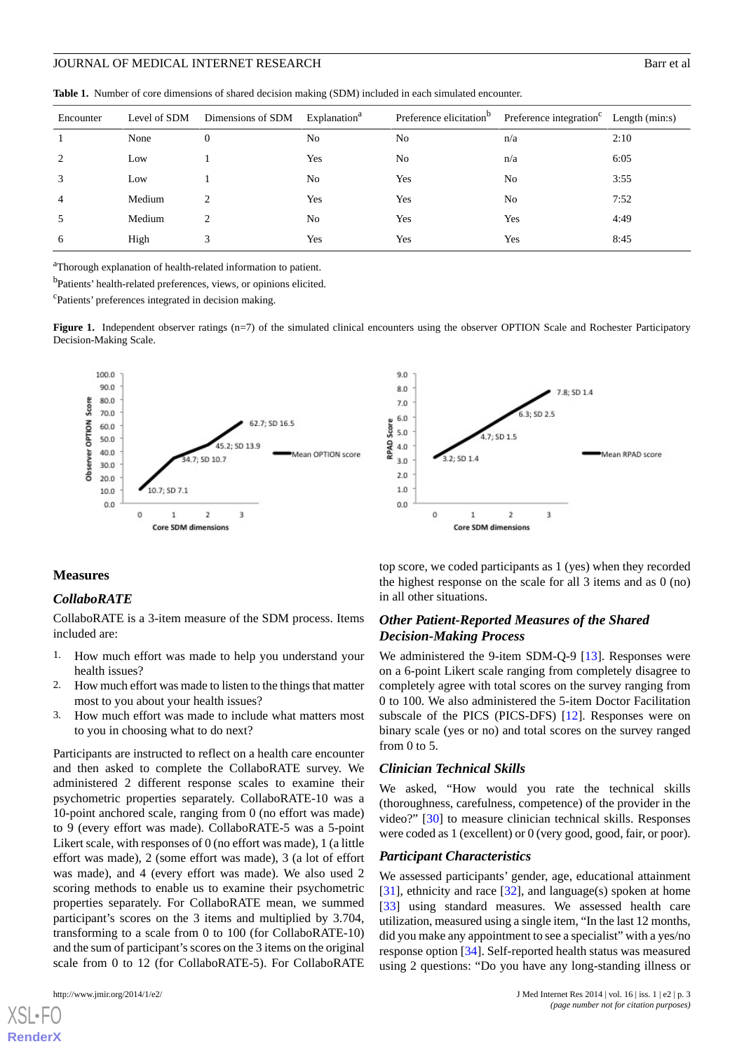**Table 1.** Number of core dimensions of shared decision making (SDM) included in each simulated encounter.

| Encounter | Level of SDM | Dimensions of SDM | Explanation[a] | Preference elicitation[b] | Preference integration[c] | Length (min:s) |
|---|---|---|---|---|---|---|
| 1 | None | 0 | No | No | n/a | 2:10 |
| 2 | Low | 1 | Yes | No | n/a | 6:05 |
| 3 | Low | 1 | No | Yes | No | 3:55 |
| 4 | Medium | 2 | Yes | Yes | No | 7:52 |
| 5 | Medium | 2 | No | Yes | Yes | 4:49 |
| 6 | High | 3 | Yes | Yes | Yes | 8:45 |

[a]Thorough explanation of health-related information to patient.

[b]Patients' health-related preferences, views, or opinions elicited.

[c]Patients' preferences integrated in decision making.

**Figure 1.** Independent observer ratings (n=7) of the simulated clinical encounters using the observer OPTION Scale and Rochester Participatory Decision-Making Scale.

## Measures

### CollaboRATE

CollaboRATE is a 3-item measure of the SDM process. Items included are:

1. How much effort was made to help you understand your health issues?
2. How much effort was made to listen to the things that matter most to you about your health issues?
3. How much effort was made to include what matters most to you in choosing what to do next?

Participants are instructed to reflect on a health care encounter and then asked to complete the CollaboRATE survey. We administered 2 different response scales to examine their psychometric properties separately. CollaboRATE-10 was a 10-point anchored scale, ranging from 0 (no effort was made) to 9 (every effort was made). CollaboRATE-5 was a 5-point Likert scale, with responses of 0 (no effort was made), 1 (a little effort was made), 2 (some effort was made), 3 (a lot of effort was made), and 4 (every effort was made). We also used 2 scoring methods to enable us to examine their psychometric properties separately. For CollaboRATE mean, we summed participant's scores on the 3 items and multiplied by 3.704, transforming to a scale from 0 to 100 (for CollaboRATE-10) and the sum of participant's scores on the 3 items on the original scale from 0 to 12 (for CollaboRATE-5). For CollaboRATE top score, we coded participants as 1 (yes) when they recorded the highest response on the scale for all 3 items and as 0 (no) in all other situations.

### Other Patient-Reported Measures of the Shared Decision-Making Process

We administered the 9-item SDM-Q-9 [13]. Responses were on a 6-point Likert scale ranging from completely disagree to completely agree with total scores on the survey ranging from 0 to 100. We also administered the 5-item Doctor Facilitation subscale of the PICS (PICS-DFS) [12]. Responses were on binary scale (yes or no) and total scores on the survey ranged from 0 to 5.

### Clinician Technical Skills

We asked, "How would you rate the technical skills (thoroughness, carefulness, competence) of the provider in the video?" [30] to measure clinician technical skills. Responses were coded as 1 (excellent) or 0 (very good, good, fair, or poor).

### Participant Characteristics

We assessed participants' gender, age, educational attainment [31], ethnicity and race [32], and language(s) spoken at home [33] using standard measures. We assessed health care utilization, measured using a single item, "In the last 12 months, did you make any appointment to see a specialist" with a yes/no response option [34]. Self-reported health status was measured using 2 questions: "Do you have any long-standing illness or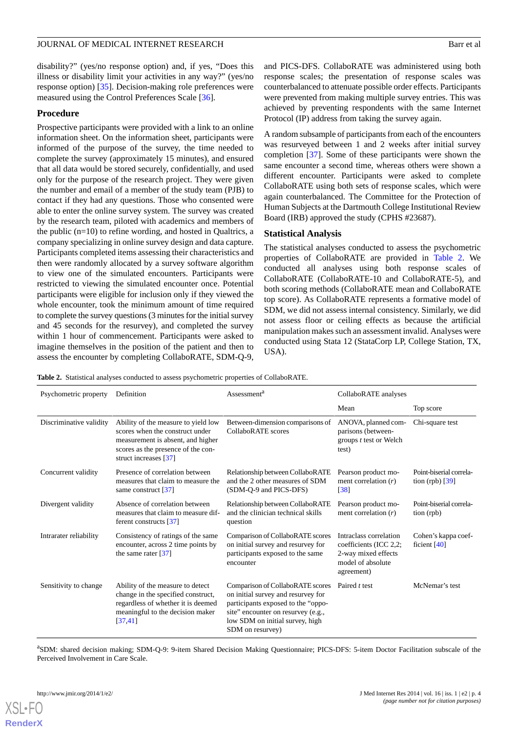disability?" (yes/no response option) and, if yes, "Does this illness or disability limit your activities in any way?" (yes/no response option) [35]. Decision-making role preferences were measured using the Control Preferences Scale [36].

### Procedure

Prospective participants were provided with a link to an online information sheet. On the information sheet, participants were informed of the purpose of the survey, the time needed to complete the survey (approximately 15 minutes), and ensured that all data would be stored securely, confidentially, and used only for the purpose of the research project. They were given the number and email of a member of the study team (PJB) to contact if they had any questions. Those who consented were able to enter the online survey system. The survey was created by the research team, piloted with academics and members of the public (n=10) to refine wording, and hosted in Qualtrics, a company specializing in online survey design and data capture. Participants completed items assessing their characteristics and then were randomly allocated by a survey software algorithm to view one of the simulated encounters. Participants were restricted to viewing the simulated encounter once. Potential participants were eligible for inclusion only if they viewed the whole encounter, took the minimum amount of time required to complete the survey questions (3 minutes for the initial survey and 45 seconds for the resurvey), and completed the survey within 1 hour of commencement. Participants were asked to imagine themselves in the position of the patient and then to assess the encounter by completing CollaboRATE, SDM-Q-9, and PICS-DFS. CollaboRATE was administered using both response scales; the presentation of response scales was counterbalanced to attenuate possible order effects. Participants were prevented from making multiple survey entries. This was achieved by preventing respondents with the same Internet Protocol (IP) address from taking the survey again.

A random subsample of participants from each of the encounters was resurveyed between 1 and 2 weeks after initial survey completion [37]. Some of these participants were shown the same encounter a second time, whereas others were shown a different encounter. Participants were asked to complete CollaboRATE using both sets of response scales, which were again counterbalanced. The Committee for the Protection of Human Subjects at the Dartmouth College Institutional Review Board (IRB) approved the study (CPHS #23687).

### Statistical Analysis

The statistical analyses conducted to assess the psychometric properties of CollaboRATE are provided in Table 2. We conducted all analyses using both response scales of CollaboRATE (CollaboRATE-10 and CollaboRATE-5), and both scoring methods (CollaboRATE mean and CollaboRATE top score). As CollaboRATE represents a formative model of SDM, we did not assess internal consistency. Similarly, we did not assess floor or ceiling effects as because the artificial manipulation makes such an assessment invalid. Analyses were conducted using Stata 12 (StataCorp LP, College Station, TX, USA).

**Table 2.** Statistical analyses conducted to assess psychometric properties of CollaboRATE.

| Psychometric property | Definition | Assessment[a] | CollaboRATE analyses | |
|---|---|---|---|---|
| | | | Mean | Top score |
| Discriminative validity | Ability of the measure to yield low scores when the construct under measurement is absent, and higher scores as the presence of the construct increases [37] | Between-dimension comparisons of CollaboRATE scores | ANOVA, planned comparisons (between-groups *t* test or Welch test) | Chi-square test |
| Concurrent validity | Presence of correlation between measures that claim to measure the same construct [37] | Relationship between CollaboRATE and the 2 other measures of SDM (SDM-Q-9 and PICS-DFS) | Pearson product moment correlation (*r*) [38] | Point-biserial correlation (rpb) [39] |
| Divergent validity | Absence of correlation between measures that claim to measure different constructs [37] | Relationship between CollaboRATE and the clinician technical skills question | Pearson product moment correlation (*r*) | Point-biserial correlation (rpb) |
| Intrarater reliability | Consistency of ratings of the same encounter, across 2 time points by the same rater [37] | Comparison of CollaboRATE scores on initial survey and resurvey for participants exposed to the same encounter | Intraclass correlation coefficients (ICC 2,2; 2-way mixed effects model of absolute agreement) | Cohen's kappa coefficient [40] |
| Sensitivity to change | Ability of the measure to detect change in the specified construct, regardless of whether it is deemed meaningful to the decision maker [37,41] | Comparison of CollaboRATE scores on initial survey and resurvey for participants exposed to the "opposite" encounter on resurvey (e.g., low SDM on initial survey, high SDM on resurvey) | Paired *t* test | McNemar's test |

[a]SDM: shared decision making; SDM-Q-9: 9-item Shared Decision Making Questionnaire; PICS-DFS: 5-item Doctor Facilitation subscale of the Perceived Involvement in Care Scale.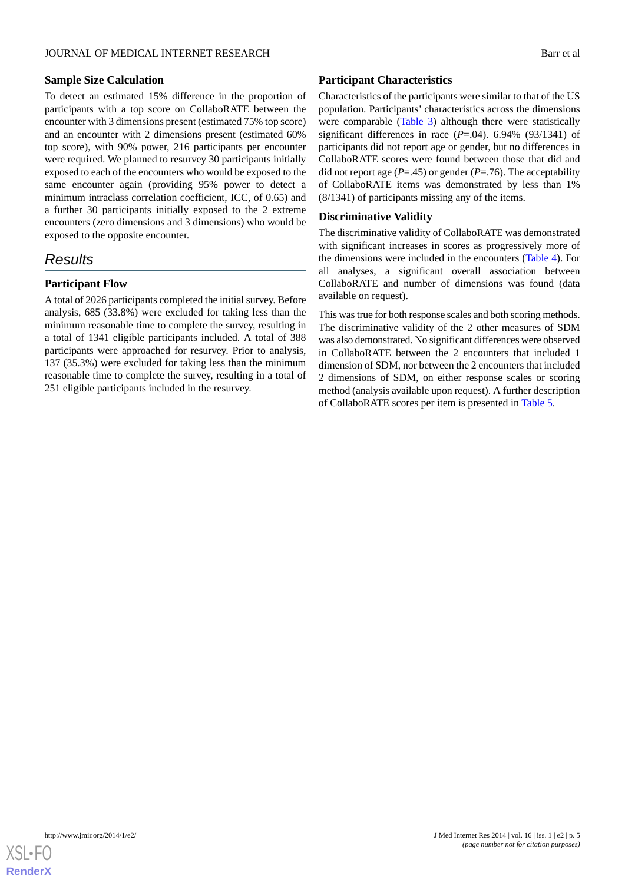### Sample Size Calculation

To detect an estimated 15% difference in the proportion of participants with a top score on CollaboRATE between the encounter with 3 dimensions present (estimated 75% top score) and an encounter with 2 dimensions present (estimated 60% top score), with 90% power, 216 participants per encounter were required. We planned to resurvey 30 participants initially exposed to each of the encounters who would be exposed to the same encounter again (providing 95% power to detect a minimum intraclass correlation coefficient, ICC, of 0.65) and a further 30 participants initially exposed to the 2 extreme encounters (zero dimensions and 3 dimensions) who would be exposed to the opposite encounter.

## Results

### Participant Flow

A total of 2026 participants completed the initial survey. Before analysis, 685 (33.8%) were excluded for taking less than the minimum reasonable time to complete the survey, resulting in a total of 1341 eligible participants included. A total of 388 participants were approached for resurvey. Prior to analysis, 137 (35.3%) were excluded for taking less than the minimum reasonable time to complete the survey, resulting in a total of 251 eligible participants included in the resurvey.

### Participant Characteristics

Characteristics of the participants were similar to that of the US population. Participants' characteristics across the dimensions were comparable (Table 3) although there were statistically significant differences in race (*P*=.04). 6.94% (93/1341) of participants did not report age or gender, but no differences in CollaboRATE scores were found between those that did and did not report age (*P*=.45) or gender (*P*=.76). The acceptability of CollaboRATE items was demonstrated by less than 1% (8/1341) of participants missing any of the items.

### Discriminative Validity

The discriminative validity of CollaboRATE was demonstrated with significant increases in scores as progressively more of the dimensions were included in the encounters (Table 4). For all analyses, a significant overall association between CollaboRATE and number of dimensions was found (data available on request).

This was true for both response scales and both scoring methods. The discriminative validity of the 2 other measures of SDM was also demonstrated. No significant differences were observed in CollaboRATE between the 2 encounters that included 1 dimension of SDM, nor between the 2 encounters that included 2 dimensions of SDM, on either response scales or scoring method (analysis available upon request). A further description of CollaboRATE scores per item is presented in Table 5.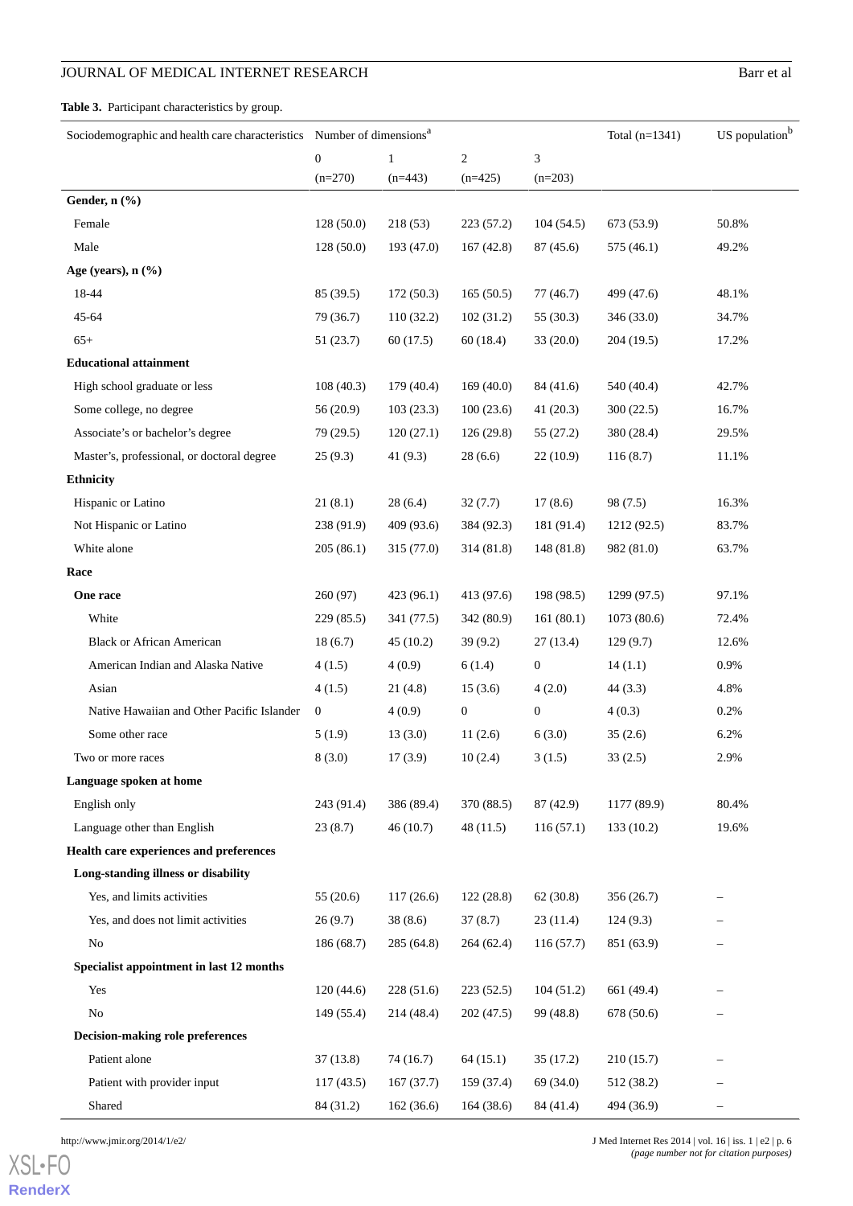**Table 3.** Participant characteristics by group.

| Sociodemographic and health care characteristics | Number of dimensions[a] | | | | Total (n=1341) | US population[b] |
|---|---|---|---|---|---|---|
| | 0 (n=270) | 1 (n=443) | 2 (n=425) | 3 (n=203) | | |
| **Gender, n (%)** | | | | | | |
| Female | 128 (50.0) | 218 (53) | 223 (57.2) | 104 (54.5) | 673 (53.9) | 50.8% |
| Male | 128 (50.0) | 193 (47.0) | 167 (42.8) | 87 (45.6) | 575 (46.1) | 49.2% |
| **Age (years), n (%)** | | | | | | |
| 18-44 | 85 (39.5) | 172 (50.3) | 165 (50.5) | 77 (46.7) | 499 (47.6) | 48.1% |
| 45-64 | 79 (36.7) | 110 (32.2) | 102 (31.2) | 55 (30.3) | 346 (33.0) | 34.7% |
| 65+ | 51 (23.7) | 60 (17.5) | 60 (18.4) | 33 (20.0) | 204 (19.5) | 17.2% |
| **Educational attainment** | | | | | | |
| High school graduate or less | 108 (40.3) | 179 (40.4) | 169 (40.0) | 84 (41.6) | 540 (40.4) | 42.7% |
| Some college, no degree | 56 (20.9) | 103 (23.3) | 100 (23.6) | 41 (20.3) | 300 (22.5) | 16.7% |
| Associate's or bachelor's degree | 79 (29.5) | 120 (27.1) | 126 (29.8) | 55 (27.2) | 380 (28.4) | 29.5% |
| Master's, professional, or doctoral degree | 25 (9.3) | 41 (9.3) | 28 (6.6) | 22 (10.9) | 116 (8.7) | 11.1% |
| **Ethnicity** | | | | | | |
| Hispanic or Latino | 21 (8.1) | 28 (6.4) | 32 (7.7) | 17 (8.6) | 98 (7.5) | 16.3% |
| Not Hispanic or Latino | 238 (91.9) | 409 (93.6) | 384 (92.3) | 181 (91.4) | 1212 (92.5) | 83.7% |
| White alone | 205 (86.1) | 315 (77.0) | 314 (81.8) | 148 (81.8) | 982 (81.0) | 63.7% |
| **Race** | | | | | | |
| **One race** | 260 (97) | 423 (96.1) | 413 (97.6) | 198 (98.5) | 1299 (97.5) | 97.1% |
| White | 229 (85.5) | 341 (77.5) | 342 (80.9) | 161 (80.1) | 1073 (80.6) | 72.4% |
| Black or African American | 18 (6.7) | 45 (10.2) | 39 (9.2) | 27 (13.4) | 129 (9.7) | 12.6% |
| American Indian and Alaska Native | 4 (1.5) | 4 (0.9) | 6 (1.4) | 0 | 14 (1.1) | 0.9% |
| Asian | 4 (1.5) | 21 (4.8) | 15 (3.6) | 4 (2.0) | 44 (3.3) | 4.8% |
| Native Hawaiian and Other Pacific Islander | 0 | 4 (0.9) | 0 | 0 | 4 (0.3) | 0.2% |
| Some other race | 5 (1.9) | 13 (3.0) | 11 (2.6) | 6 (3.0) | 35 (2.6) | 6.2% |
| Two or more races | 8 (3.0) | 17 (3.9) | 10 (2.4) | 3 (1.5) | 33 (2.5) | 2.9% |
| **Language spoken at home** | | | | | | |
| English only | 243 (91.4) | 386 (89.4) | 370 (88.5) | 87 (42.9) | 1177 (89.9) | 80.4% |
| Language other than English | 23 (8.7) | 46 (10.7) | 48 (11.5) | 116 (57.1) | 133 (10.2) | 19.6% |
| **Health care experiences and preferences** | | | | | | |
| **Long-standing illness or disability** | | | | | | |
| Yes, and limits activities | 55 (20.6) | 117 (26.6) | 122 (28.8) | 62 (30.8) | 356 (26.7) | – |
| Yes, and does not limit activities | 26 (9.7) | 38 (8.6) | 37 (8.7) | 23 (11.4) | 124 (9.3) | – |
| No | 186 (68.7) | 285 (64.8) | 264 (62.4) | 116 (57.7) | 851 (63.9) | – |
| **Specialist appointment in last 12 months** | | | | | | |
| Yes | 120 (44.6) | 228 (51.6) | 223 (52.5) | 104 (51.2) | 661 (49.4) | – |
| No | 149 (55.4) | 214 (48.4) | 202 (47.5) | 99 (48.8) | 678 (50.6) | – |
| **Decision-making role preferences** | | | | | | |
| Patient alone | 37 (13.8) | 74 (16.7) | 64 (15.1) | 35 (17.2) | 210 (15.7) | – |
| Patient with provider input | 117 (43.5) | 167 (37.7) | 159 (37.4) | 69 (34.0) | 512 (38.2) | – |
| Shared | 84 (31.2) | 162 (36.6) | 164 (38.6) | 84 (41.4) | 494 (36.9) | – |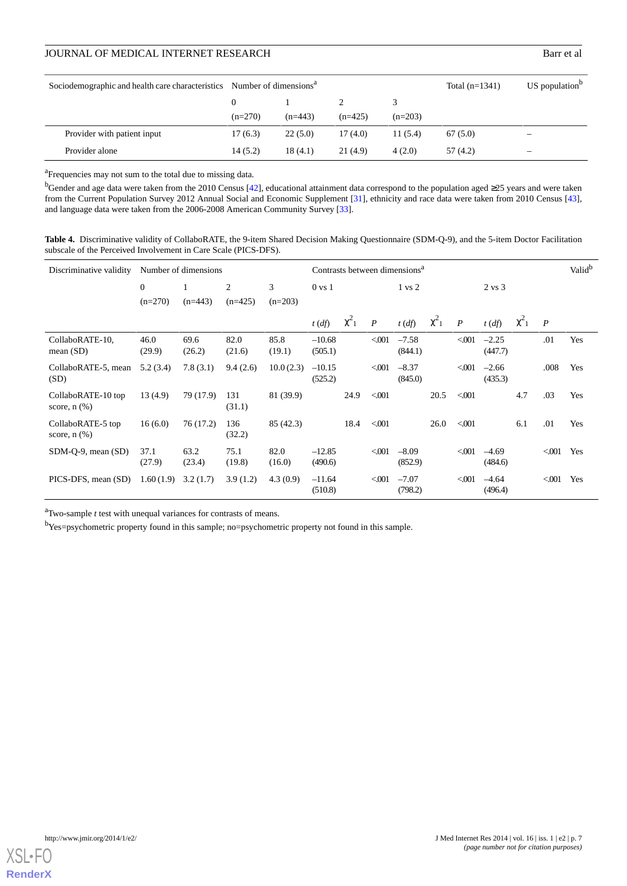| Sociodemographic and health care characteristics | Number of dimensions[a] | | | | Total (n=1341) | US population[b] |
|---|---|---|---|---|---|---|
| | 0 (n=270) | 1 (n=443) | 2 (n=425) | 3 (n=203) | | |
| Provider with patient input | 17 (6.3) | 22 (5.0) | 17 (4.0) | 11 (5.4) | 67 (5.0) | – |
| Provider alone | 14 (5.2) | 18 (4.1) | 21 (4.9) | 4 (2.0) | 57 (4.2) | – |

[a]Frequencies may not sum to the total due to missing data.

[b]Gender and age data were taken from the 2010 Census [42], educational attainment data correspond to the population aged ≥25 years and were taken from the Current Population Survey 2012 Annual Social and Economic Supplement [31], ethnicity and race data were taken from 2010 Census [43], and language data were taken from the 2006-2008 American Community Survey [33].

**Table 4.** Discriminative validity of CollaboRATE, the 9-item Shared Decision Making Questionnaire (SDM-Q-9), and the 5-item Doctor Facilitation subscale of the Perceived Involvement in Care Scale (PICS-DFS).

| Discriminative validity | Number of dimensions | | | | Contrasts between dimensions[a] | | | | | | | | | Valid[b] |
|---|---|---|---|---|---|---|---|---|---|---|---|---|---|---|
| | 0 (n=270) | 1 (n=443) | 2 (n=425) | 3 (n=203) | 0 vs 1 | | | 1 vs 2 | | | 2 vs 3 | | | |
| | | | | | *t* (*df*) | $\chi^2_1$ | *P* | *t* (*df*) | $\chi^2_1$ | *P* | *t* (*df*) | $\chi^2_1$ | *P* | |
| CollaboRATE-10, mean (SD) | 46.0 (29.9) | 69.6 (26.2) | 82.0 (21.6) | 85.8 (19.1) | –10.68 (505.1) | | <.001 | –7.58 (844.1) | | <.001 | –2.25 (447.7) | | .01 | Yes |
| CollaboRATE-5, mean (SD) | 5.2 (3.4) | 7.8 (3.1) | 9.4 (2.6) | 10.0 (2.3) | –10.15 (525.2) | | <.001 | –8.37 (845.0) | | <.001 | –2.66 (435.3) | | .008 | Yes |
| CollaboRATE-10 top score, n (%) | 13 (4.9) | 79 (17.9) | 131 (31.1) | 81 (39.9) | | 24.9 | <.001 | | 20.5 | <.001 | | 4.7 | .03 | Yes |
| CollaboRATE-5 top score, n (%) | 16 (6.0) | 76 (17.2) | 136 (32.2) | 85 (42.3) | | 18.4 | <.001 | | 26.0 | <.001 | | 6.1 | .01 | Yes |
| SDM-Q-9, mean (SD) | 37.1 (27.9) | 63.2 (23.4) | 75.1 (19.8) | 82.0 (16.0) | –12.85 (490.6) | | <.001 | –8.09 (852.9) | | <.001 | –4.69 (484.6) | | <.001 | Yes |
| PICS-DFS, mean (SD) | 1.60 (1.9) | 3.2 (1.7) | 3.9 (1.2) | 4.3 (0.9) | –11.64 (510.8) | | <.001 | –7.07 (798.2) | | <.001 | –4.64 (496.4) | | <.001 | Yes |

[a]Two-sample *t* test with unequal variances for contrasts of means.

[b]Yes=psychometric property found in this sample; no=psychometric property not found in this sample.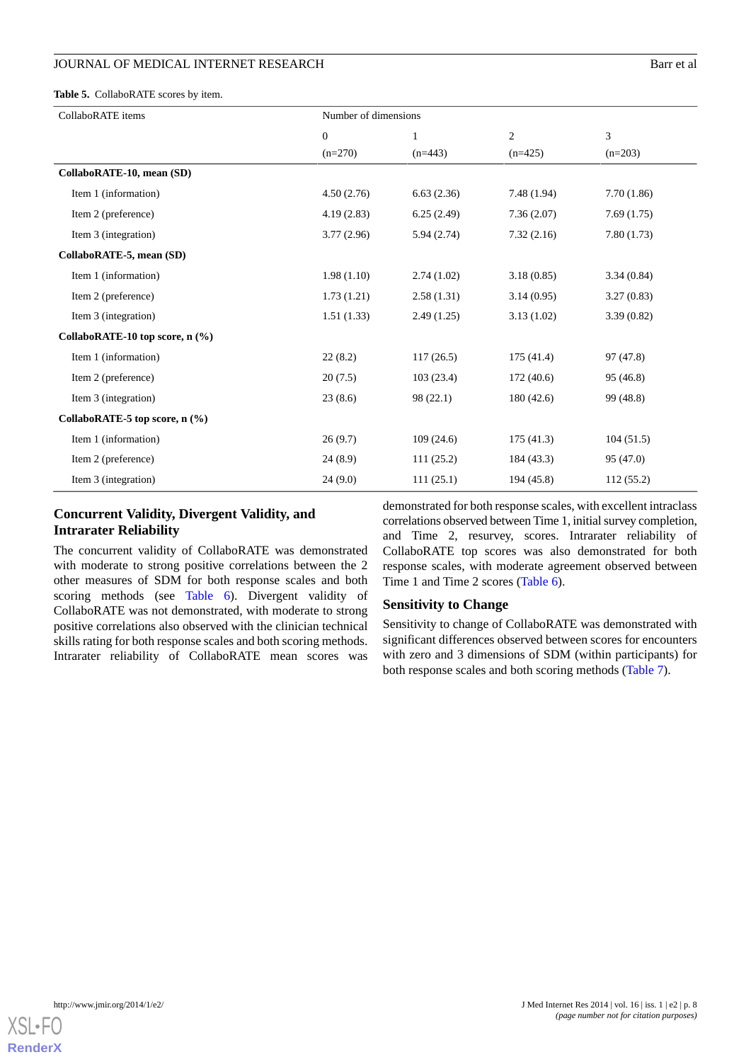**Table 5.** CollaboRATE scores by item.

| CollaboRATE items | Number of dimensions | | | |
|---|---|---|---|---|
| | 0 (n=270) | 1 (n=443) | 2 (n=425) | 3 (n=203) |
| **CollaboRATE-10, mean (SD)** | | | | |
| Item 1 (information) | 4.50 (2.76) | 6.63 (2.36) | 7.48 (1.94) | 7.70 (1.86) |
| Item 2 (preference) | 4.19 (2.83) | 6.25 (2.49) | 7.36 (2.07) | 7.69 (1.75) |
| Item 3 (integration) | 3.77 (2.96) | 5.94 (2.74) | 7.32 (2.16) | 7.80 (1.73) |
| **CollaboRATE-5, mean (SD)** | | | | |
| Item 1 (information) | 1.98 (1.10) | 2.74 (1.02) | 3.18 (0.85) | 3.34 (0.84) |
| Item 2 (preference) | 1.73 (1.21) | 2.58 (1.31) | 3.14 (0.95) | 3.27 (0.83) |
| Item 3 (integration) | 1.51 (1.33) | 2.49 (1.25) | 3.13 (1.02) | 3.39 (0.82) |
| **CollaboRATE-10 top score, n (%)** | | | | |
| Item 1 (information) | 22 (8.2) | 117 (26.5) | 175 (41.4) | 97 (47.8) |
| Item 2 (preference) | 20 (7.5) | 103 (23.4) | 172 (40.6) | 95 (46.8) |
| Item 3 (integration) | 23 (8.6) | 98 (22.1) | 180 (42.6) | 99 (48.8) |
| **CollaboRATE-5 top score, n (%)** | | | | |
| Item 1 (information) | 26 (9.7) | 109 (24.6) | 175 (41.3) | 104 (51.5) |
| Item 2 (preference) | 24 (8.9) | 111 (25.2) | 184 (43.3) | 95 (47.0) |
| Item 3 (integration) | 24 (9.0) | 111 (25.1) | 194 (45.8) | 112 (55.2) |

### Concurrent Validity, Divergent Validity, and Intrarater Reliability

The concurrent validity of CollaboRATE was demonstrated with moderate to strong positive correlations between the 2 other measures of SDM for both response scales and both scoring methods (see Table 6). Divergent validity of CollaboRATE was not demonstrated, with moderate to strong positive correlations also observed with the clinician technical skills rating for both response scales and both scoring methods. Intrarater reliability of CollaboRATE mean scores was demonstrated for both response scales, with excellent intraclass correlations observed between Time 1, initial survey completion, and Time 2, resurvey, scores. Intrarater reliability of CollaboRATE top scores was also demonstrated for both response scales, with moderate agreement observed between Time 1 and Time 2 scores (Table 6).

### Sensitivity to Change

Sensitivity to change of CollaboRATE was demonstrated with significant differences observed between scores for encounters with zero and 3 dimensions of SDM (within participants) for both response scales and both scoring methods (Table 7).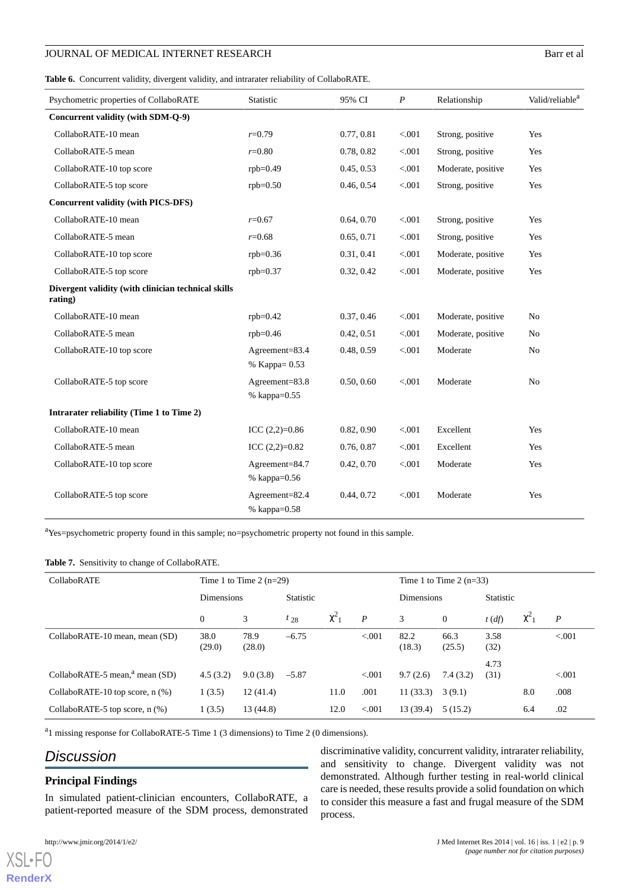**Table 6.** Concurrent validity, divergent validity, and intrarater reliability of CollaboRATE.

| Psychometric properties of CollaboRATE | Statistic | 95% CI | *P* | Relationship | Valid/reliable[a] |
|---|---|---|---|---|---|
| **Concurrent validity (with SDM-Q-9)** | | | | | |
| CollaboRATE-10 mean | *r*=0.79 | 0.77, 0.81 | <.001 | Strong, positive | Yes |
| CollaboRATE-5 mean | *r*=0.80 | 0.78, 0.82 | <.001 | Strong, positive | Yes |
| CollaboRATE-10 top score | rpb=0.49 | 0.45, 0.53 | <.001 | Moderate, positive | Yes |
| CollaboRATE-5 top score | rpb=0.50 | 0.46, 0.54 | <.001 | Strong, positive | Yes |
| **Concurrent validity (with PICS-DFS)** | | | | | |
| CollaboRATE-10 mean | *r*=0.67 | 0.64, 0.70 | <.001 | Strong, positive | Yes |
| CollaboRATE-5 mean | *r*=0.68 | 0.65, 0.71 | <.001 | Strong, positive | Yes |
| CollaboRATE-10 top score | rpb=0.36 | 0.31, 0.41 | <.001 | Moderate, positive | Yes |
| CollaboRATE-5 top score | rpb=0.37 | 0.32, 0.42 | <.001 | Moderate, positive | Yes |
| **Divergent validity (with clinician technical skills rating)** | | | | | |
| CollaboRATE-10 mean | rpb=0.42 | 0.37, 0.46 | <.001 | Moderate, positive | No |
| CollaboRATE-5 mean | rpb=0.46 | 0.42, 0.51 | <.001 | Moderate, positive | No |
| CollaboRATE-10 top score | Agreement=83.4 % Kappa= 0.53 | 0.48, 0.59 | <.001 | Moderate | No |
| CollaboRATE-5 top score | Agreement=83.8 % kappa=0.55 | 0.50, 0.60 | <.001 | Moderate | No |
| **Intrarater reliability (Time 1 to Time 2)** | | | | | |
| CollaboRATE-10 mean | ICC (2,2)=0.86 | 0.82, 0.90 | <.001 | Excellent | Yes |
| CollaboRATE-5 mean | ICC (2,2)=0.82 | 0.76, 0.87 | <.001 | Excellent | Yes |
| CollaboRATE-10 top score | Agreement=84.7 % kappa=0.56 | 0.42, 0.70 | <.001 | Moderate | Yes |
| CollaboRATE-5 top score | Agreement=82.4 % kappa=0.58 | 0.44, 0.72 | <.001 | Moderate | Yes |

[a]Yes=psychometric property found in this sample; no=psychometric property not found in this sample.

**Table 7.** Sensitivity to change of CollaboRATE.

| CollaboRATE | Time 1 to Time 2 (n=29) | | | | | Time 1 to Time 2 (n=33) | | | | |
|---|---|---|---|---|---|---|---|---|---|---|
| | Dimensions | | Statistic | | | Dimensions | | Statistic | | |
| | 0 | 3 | $t_{28}$ | $\chi^2_1$ | *P* | 3 | 0 | *t* (*df*) | $\chi^2_1$ | *P* |
| CollaboRATE-10 mean, mean (SD) | 38.0 (29.0) | 78.9 (28.0) | –6.75 | | <.001 | 82.2 (18.3) | 66.3 (25.5) | 3.58 (32) | | <.001 |
| CollaboRATE-5 mean,[a] mean (SD) | 4.5 (3.2) | 9.0 (3.8) | –5.87 | | <.001 | 9.7 (2.6) | 7.4 (3.2) | 4.73 (31) | | <.001 |
| CollaboRATE-10 top score, n (%) | 1 (3.5) | 12 (41.4) | | 11.0 | .001 | 11 (33.3) | 3 (9.1) | | 8.0 | .008 |
| CollaboRATE-5 top score, n (%) | 1 (3.5) | 13 (44.8) | | 12.0 | <.001 | 13 (39.4) | 5 (15.2) | | 6.4 | .02 |

[a]1 missing response for CollaboRATE-5 Time 1 (3 dimensions) to Time 2 (0 dimensions).

## Discussion

### Principal Findings

In simulated patient-clinician encounters, CollaboRATE, a patient-reported measure of the SDM process, demonstrated discriminative validity, concurrent validity, intrarater reliability, and sensitivity to change. Divergent validity was not demonstrated. Although further testing in real-world clinical care is needed, these results provide a solid foundation on which to consider this measure a fast and frugal measure of the SDM process.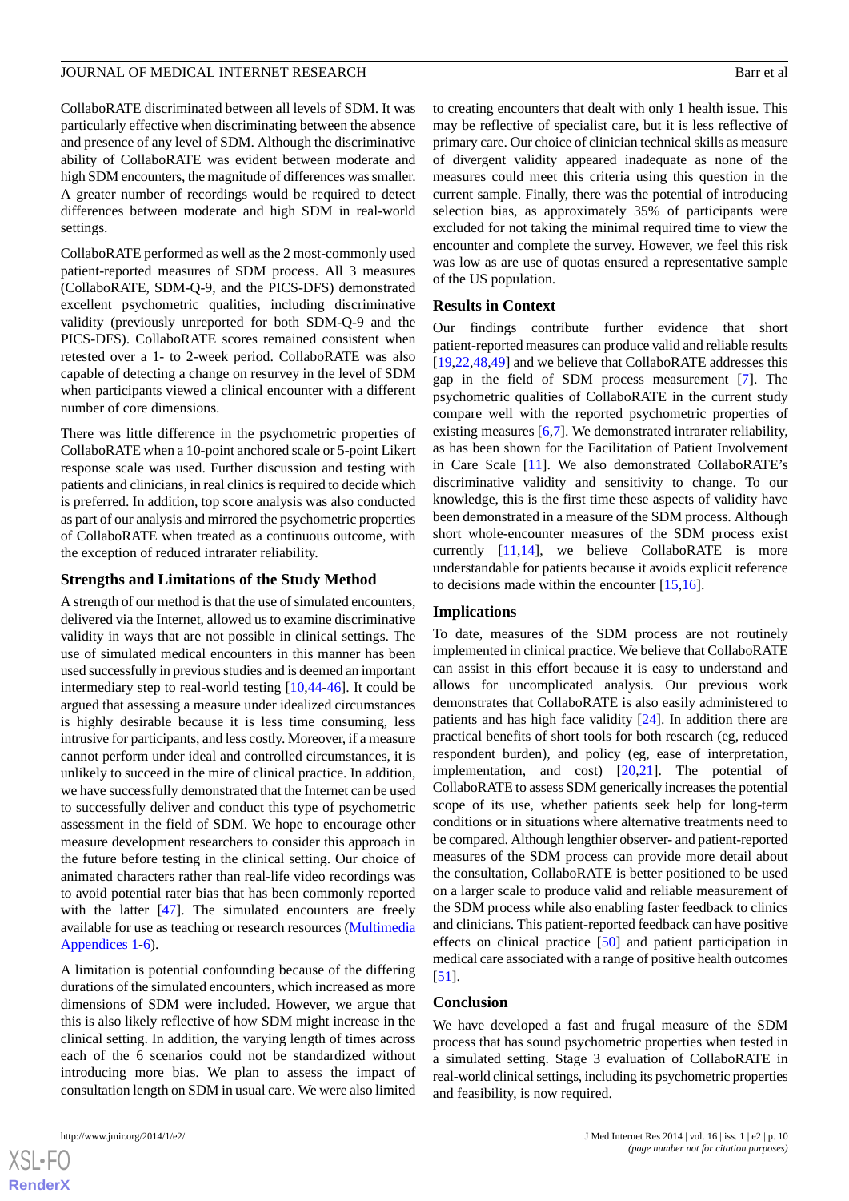CollaboRATE discriminated between all levels of SDM. It was particularly effective when discriminating between the absence and presence of any level of SDM. Although the discriminative ability of CollaboRATE was evident between moderate and high SDM encounters, the magnitude of differences was smaller. A greater number of recordings would be required to detect differences between moderate and high SDM in real-world settings.

CollaboRATE performed as well as the 2 most-commonly used patient-reported measures of SDM process. All 3 measures (CollaboRATE, SDM-Q-9, and the PICS-DFS) demonstrated excellent psychometric qualities, including discriminative validity (previously unreported for both SDM-Q-9 and the PICS-DFS). CollaboRATE scores remained consistent when retested over a 1- to 2-week period. CollaboRATE was also capable of detecting a change on resurvey in the level of SDM when participants viewed a clinical encounter with a different number of core dimensions.

There was little difference in the psychometric properties of CollaboRATE when a 10-point anchored scale or 5-point Likert response scale was used. Further discussion and testing with patients and clinicians, in real clinics is required to decide which is preferred. In addition, top score analysis was also conducted as part of our analysis and mirrored the psychometric properties of CollaboRATE when treated as a continuous outcome, with the exception of reduced intrarater reliability.

### Strengths and Limitations of the Study Method

A strength of our method is that the use of simulated encounters, delivered via the Internet, allowed us to examine discriminative validity in ways that are not possible in clinical settings. The use of simulated medical encounters in this manner has been used successfully in previous studies and is deemed an important intermediary step to real-world testing [10,44-46]. It could be argued that assessing a measure under idealized circumstances is highly desirable because it is less time consuming, less intrusive for participants, and less costly. Moreover, if a measure cannot perform under ideal and controlled circumstances, it is unlikely to succeed in the mire of clinical practice. In addition, we have successfully demonstrated that the Internet can be used to successfully deliver and conduct this type of psychometric assessment in the field of SDM. We hope to encourage other measure development researchers to consider this approach in the future before testing in the clinical setting. Our choice of animated characters rather than real-life video recordings was to avoid potential rater bias that has been commonly reported with the latter [47]. The simulated encounters are freely available for use as teaching or research resources (Multimedia Appendices 1-6).

A limitation is potential confounding because of the differing durations of the simulated encounters, which increased as more dimensions of SDM were included. However, we argue that this is also likely reflective of how SDM might increase in the clinical setting. In addition, the varying length of times across each of the 6 scenarios could not be standardized without introducing more bias. We plan to assess the impact of consultation length on SDM in usual care. We were also limited to creating encounters that dealt with only 1 health issue. This may be reflective of specialist care, but it is less reflective of primary care. Our choice of clinician technical skills as measure of divergent validity appeared inadequate as none of the measures could meet this criteria using this question in the current sample. Finally, there was the potential of introducing selection bias, as approximately 35% of participants were excluded for not taking the minimal required time to view the encounter and complete the survey. However, we feel this risk was low as are use of quotas ensured a representative sample of the US population.

### Results in Context

Our findings contribute further evidence that short patient-reported measures can produce valid and reliable results [19,22,48,49] and we believe that CollaboRATE addresses this gap in the field of SDM process measurement [7]. The psychometric qualities of CollaboRATE in the current study compare well with the reported psychometric properties of existing measures [6,7]. We demonstrated intrarater reliability, as has been shown for the Facilitation of Patient Involvement in Care Scale [11]. We also demonstrated CollaboRATE's discriminative validity and sensitivity to change. To our knowledge, this is the first time these aspects of validity have been demonstrated in a measure of the SDM process. Although short whole-encounter measures of the SDM process exist currently [11,14], we believe CollaboRATE is more understandable for patients because it avoids explicit reference to decisions made within the encounter [15,16].

### Implications

To date, measures of the SDM process are not routinely implemented in clinical practice. We believe that CollaboRATE can assist in this effort because it is easy to understand and allows for uncomplicated analysis. Our previous work demonstrates that CollaboRATE is also easily administered to patients and has high face validity [24]. In addition there are practical benefits of short tools for both research (eg, reduced respondent burden), and policy (eg, ease of interpretation, implementation, and cost) [20,21]. The potential of CollaboRATE to assess SDM generically increases the potential scope of its use, whether patients seek help for long-term conditions or in situations where alternative treatments need to be compared. Although lengthier observer- and patient-reported measures of the SDM process can provide more detail about the consultation, CollaboRATE is better positioned to be used on a larger scale to produce valid and reliable measurement of the SDM process while also enabling faster feedback to clinics and clinicians. This patient-reported feedback can have positive effects on clinical practice [50] and patient participation in medical care associated with a range of positive health outcomes [51].

### Conclusion

We have developed a fast and frugal measure of the SDM process that has sound psychometric properties when tested in a simulated setting. Stage 3 evaluation of CollaboRATE in real-world clinical settings, including its psychometric properties and feasibility, is now required.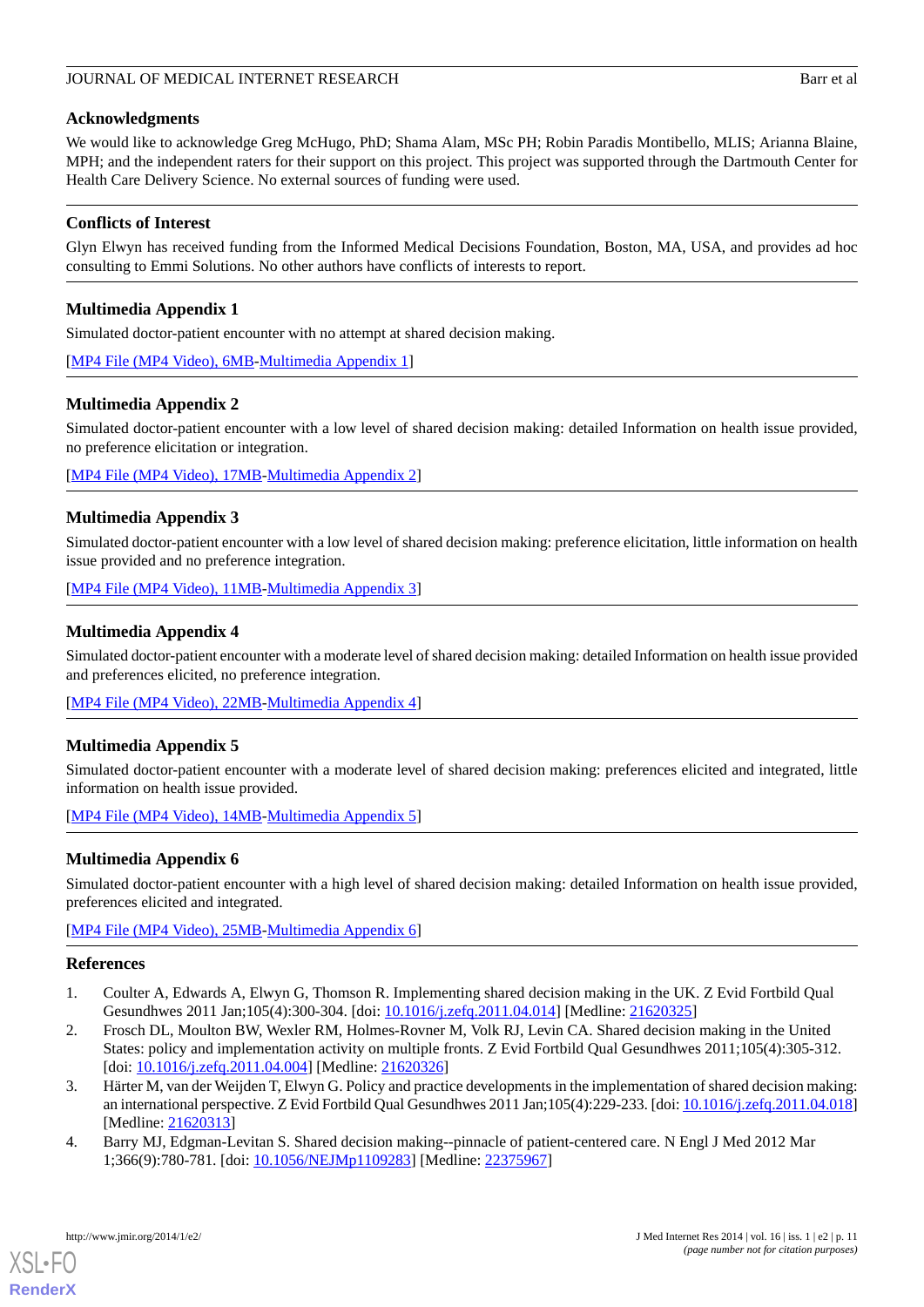## Acknowledgments

We would like to acknowledge Greg McHugo, PhD; Shama Alam, MSc PH; Robin Paradis Montibello, MLIS; Arianna Blaine, MPH; and the independent raters for their support on this project. This project was supported through the Dartmouth Center for Health Care Delivery Science. No external sources of funding were used.

## Conflicts of Interest

Glyn Elwyn has received funding from the Informed Medical Decisions Foundation, Boston, MA, USA, and provides ad hoc consulting to Emmi Solutions. No other authors have conflicts of interests to report.

## Multimedia Appendix 1

Simulated doctor-patient encounter with no attempt at shared decision making.

[MP4 File (MP4 Video), 6MB-Multimedia Appendix 1]

## Multimedia Appendix 2

Simulated doctor-patient encounter with a low level of shared decision making: detailed Information on health issue provided, no preference elicitation or integration.

[MP4 File (MP4 Video), 17MB-Multimedia Appendix 2]

## Multimedia Appendix 3

Simulated doctor-patient encounter with a low level of shared decision making: preference elicitation, little information on health issue provided and no preference integration.

[MP4 File (MP4 Video), 11MB-Multimedia Appendix 3]

## Multimedia Appendix 4

Simulated doctor-patient encounter with a moderate level of shared decision making: detailed Information on health issue provided and preferences elicited, no preference integration.

[MP4 File (MP4 Video), 22MB-Multimedia Appendix 4]

## Multimedia Appendix 5

Simulated doctor-patient encounter with a moderate level of shared decision making: preferences elicited and integrated, little information on health issue provided.

[MP4 File (MP4 Video), 14MB-Multimedia Appendix 5]

## Multimedia Appendix 6

Simulated doctor-patient encounter with a high level of shared decision making: detailed Information on health issue provided, preferences elicited and integrated.

[MP4 File (MP4 Video), 25MB-Multimedia Appendix 6]

## References

1. Coulter A, Edwards A, Elwyn G, Thomson R. Implementing shared decision making in the UK. Z Evid Fortbild Qual Gesundhwes 2011 Jan;105(4):300-304. [doi: 10.1016/j.zefq.2011.04.014] [Medline: 21620325]
2. Frosch DL, Moulton BW, Wexler RM, Holmes-Rovner M, Volk RJ, Levin CA. Shared decision making in the United States: policy and implementation activity on multiple fronts. Z Evid Fortbild Qual Gesundhwes 2011;105(4):305-312. [doi: 10.1016/j.zefq.2011.04.004] [Medline: 21620326]
3. Härter M, van der Weijden T, Elwyn G. Policy and practice developments in the implementation of shared decision making: an international perspective. Z Evid Fortbild Qual Gesundhwes 2011 Jan;105(4):229-233. [doi: 10.1016/j.zefq.2011.04.018] [Medline: 21620313]
4. Barry MJ, Edgman-Levitan S. Shared decision making--pinnacle of patient-centered care. N Engl J Med 2012 Mar 1;366(9):780-781. [doi: 10.1056/NEJMp1109283] [Medline: 22375967]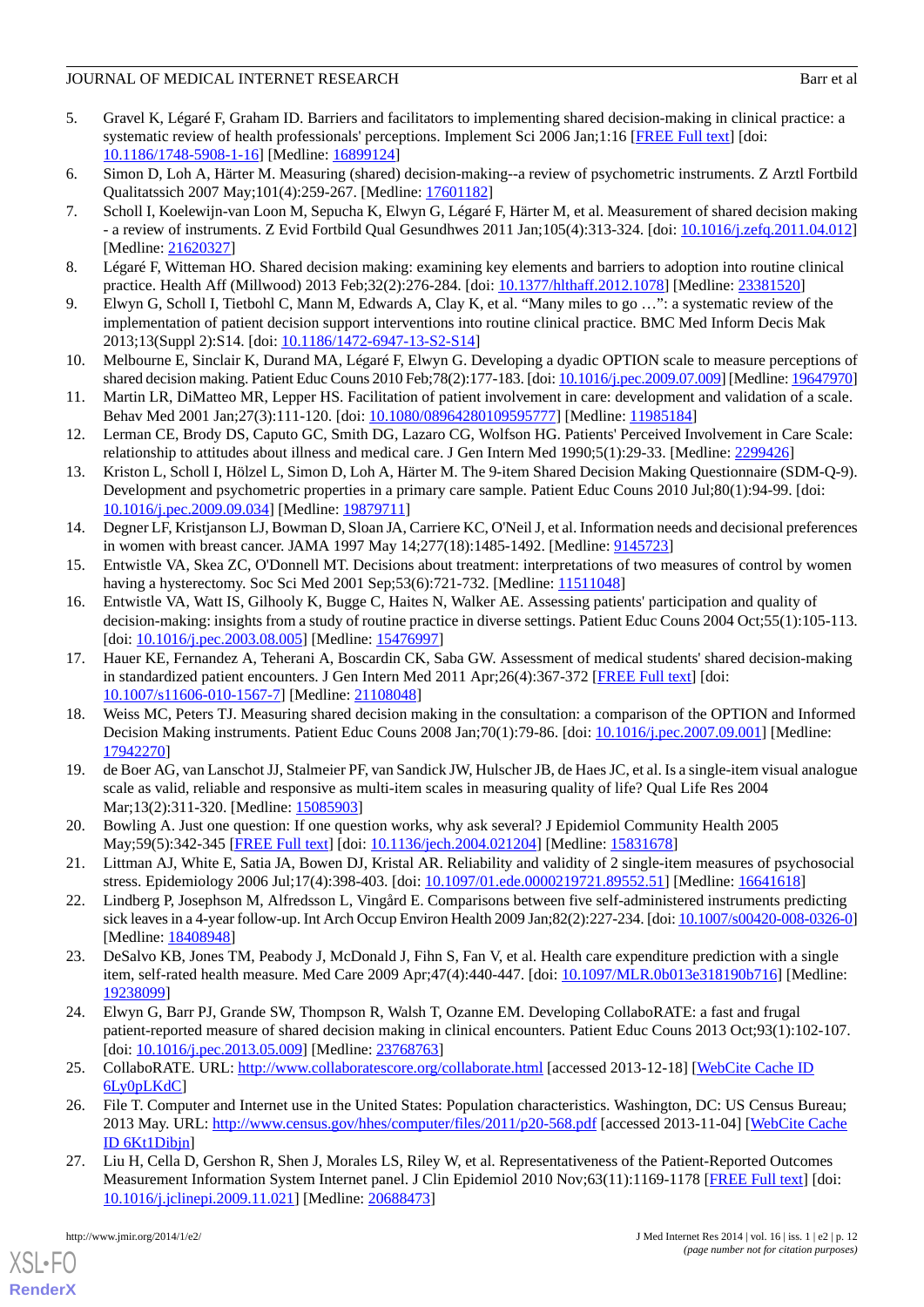5. Gravel K, Légaré F, Graham ID. Barriers and facilitators to implementing shared decision-making in clinical practice: a systematic review of health professionals' perceptions. Implement Sci 2006 Jan;1:16 [FREE Full text] [doi: 10.1186/1748-5908-1-16] [Medline: 16899124]
6. Simon D, Loh A, Härter M. Measuring (shared) decision-making--a review of psychometric instruments. Z Arztl Fortbild Qualitatssich 2007 May;101(4):259-267. [Medline: 17601182]
7. Scholl I, Koelewijn-van Loon M, Sepucha K, Elwyn G, Légaré F, Härter M, et al. Measurement of shared decision making - a review of instruments. Z Evid Fortbild Qual Gesundhwes 2011 Jan;105(4):313-324. [doi: 10.1016/j.zefq.2011.04.012] [Medline: 21620327]
8. Légaré F, Witteman HO. Shared decision making: examining key elements and barriers to adoption into routine clinical practice. Health Aff (Millwood) 2013 Feb;32(2):276-284. [doi: 10.1377/hlthaff.2012.1078] [Medline: 23381520]
9. Elwyn G, Scholl I, Tietbohl C, Mann M, Edwards A, Clay K, et al. “Many miles to go …”: a systematic review of the implementation of patient decision support interventions into routine clinical practice. BMC Med Inform Decis Mak 2013;13(Suppl 2):S14. [doi: 10.1186/1472-6947-13-S2-S14]
10. Melbourne E, Sinclair K, Durand MA, Légaré F, Elwyn G. Developing a dyadic OPTION scale to measure perceptions of shared decision making. Patient Educ Couns 2010 Feb;78(2):177-183. [doi: 10.1016/j.pec.2009.07.009] [Medline: 19647970]
11. Martin LR, DiMatteo MR, Lepper HS. Facilitation of patient involvement in care: development and validation of a scale. Behav Med 2001 Jan;27(3):111-120. [doi: 10.1080/08964280109595777] [Medline: 11985184]
12. Lerman CE, Brody DS, Caputo GC, Smith DG, Lazaro CG, Wolfson HG. Patients' Perceived Involvement in Care Scale: relationship to attitudes about illness and medical care. J Gen Intern Med 1990;5(1):29-33. [Medline: 2299426]
13. Kriston L, Scholl I, Hölzel L, Simon D, Loh A, Härter M. The 9-item Shared Decision Making Questionnaire (SDM-Q-9). Development and psychometric properties in a primary care sample. Patient Educ Couns 2010 Jul;80(1):94-99. [doi: 10.1016/j.pec.2009.09.034] [Medline: 19879711]
14. Degner LF, Kristjanson LJ, Bowman D, Sloan JA, Carriere KC, O'Neil J, et al. Information needs and decisional preferences in women with breast cancer. JAMA 1997 May 14;277(18):1485-1492. [Medline: 9145723]
15. Entwistle VA, Skea ZC, O'Donnell MT. Decisions about treatment: interpretations of two measures of control by women having a hysterectomy. Soc Sci Med 2001 Sep;53(6):721-732. [Medline: 11511048]
16. Entwistle VA, Watt IS, Gilhooly K, Bugge C, Haites N, Walker AE. Assessing patients' participation and quality of decision-making: insights from a study of routine practice in diverse settings. Patient Educ Couns 2004 Oct;55(1):105-113. [doi: 10.1016/j.pec.2003.08.005] [Medline: 15476997]
17. Hauer KE, Fernandez A, Teherani A, Boscardin CK, Saba GW. Assessment of medical students' shared decision-making in standardized patient encounters. J Gen Intern Med 2011 Apr;26(4):367-372 [FREE Full text] [doi: 10.1007/s11606-010-1567-7] [Medline: 21108048]
18. Weiss MC, Peters TJ. Measuring shared decision making in the consultation: a comparison of the OPTION and Informed Decision Making instruments. Patient Educ Couns 2008 Jan;70(1):79-86. [doi: 10.1016/j.pec.2007.09.001] [Medline: 17942270]
19. de Boer AG, van Lanschot JJ, Stalmeier PF, van Sandick JW, Hulscher JB, de Haes JC, et al. Is a single-item visual analogue scale as valid, reliable and responsive as multi-item scales in measuring quality of life? Qual Life Res 2004 Mar;13(2):311-320. [Medline: 15085903]
20. Bowling A. Just one question: If one question works, why ask several? J Epidemiol Community Health 2005 May;59(5):342-345 [FREE Full text] [doi: 10.1136/jech.2004.021204] [Medline: 15831678]
21. Littman AJ, White E, Satia JA, Bowen DJ, Kristal AR. Reliability and validity of 2 single-item measures of psychosocial stress. Epidemiology 2006 Jul;17(4):398-403. [doi: 10.1097/01.ede.0000219721.89552.51] [Medline: 16641618]
22. Lindberg P, Josephson M, Alfredsson L, Vingård E. Comparisons between five self-administered instruments predicting sick leaves in a 4-year follow-up. Int Arch Occup Environ Health 2009 Jan;82(2):227-234. [doi: 10.1007/s00420-008-0326-0] [Medline: 18408948]
23. DeSalvo KB, Jones TM, Peabody J, McDonald J, Fihn S, Fan V, et al. Health care expenditure prediction with a single item, self-rated health measure. Med Care 2009 Apr;47(4):440-447. [doi: 10.1097/MLR.0b013e318190b716] [Medline: 19238099]
24. Elwyn G, Barr PJ, Grande SW, Thompson R, Walsh T, Ozanne EM. Developing CollaboRATE: a fast and frugal patient-reported measure of shared decision making in clinical encounters. Patient Educ Couns 2013 Oct;93(1):102-107. [doi: 10.1016/j.pec.2013.05.009] [Medline: 23768763]
25. CollaboRATE. URL: http://www.collaboratescore.org/collaborate.html [accessed 2013-12-18] [WebCite Cache ID 6Ly0pLKdC]
26. File T. Computer and Internet use in the United States: Population characteristics. Washington, DC: US Census Bureau; 2013 May. URL: http://www.census.gov/hhes/computer/files/2011/p20-568.pdf [accessed 2013-11-04] [WebCite Cache ID 6Kt1Dibjn]
27. Liu H, Cella D, Gershon R, Shen J, Morales LS, Riley W, et al. Representativeness of the Patient-Reported Outcomes Measurement Information System Internet panel. J Clin Epidemiol 2010 Nov;63(11):1169-1178 [FREE Full text] [doi: 10.1016/j.jclinepi.2009.11.021] [Medline: 20688473]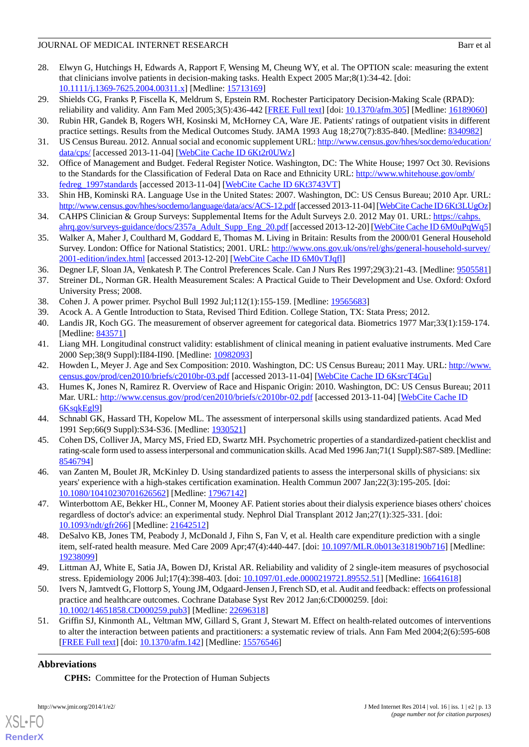28. Elwyn G, Hutchings H, Edwards A, Rapport F, Wensing M, Cheung WY, et al. The OPTION scale: measuring the extent that clinicians involve patients in decision-making tasks. Health Expect 2005 Mar;8(1):34-42. [doi: 10.1111/j.1369-7625.2004.00311.x] [Medline: 15713169]
29. Shields CG, Franks P, Fiscella K, Meldrum S, Epstein RM. Rochester Participatory Decision-Making Scale (RPAD): reliability and validity. Ann Fam Med 2005;3(5):436-442 [FREE Full text] [doi: 10.1370/afm.305] [Medline: 16189060]
30. Rubin HR, Gandek B, Rogers WH, Kosinski M, McHorney CA, Ware JE. Patients' ratings of outpatient visits in different practice settings. Results from the Medical Outcomes Study. JAMA 1993 Aug 18;270(7):835-840. [Medline: 8340982]
31. US Census Bureau. 2012. Annual social and economic supplement URL: http://www.census.gov/hhes/socdemo/education/data/cps/ [accessed 2013-11-04] [WebCite Cache ID 6Kt2r0UWz]
32. Office of Management and Budget. Federal Register Notice. Washington, DC: The White House; 1997 Oct 30. Revisions to the Standards for the Classification of Federal Data on Race and Ethnicity URL: http://www.whitehouse.gov/omb/fedreg_1997standards [accessed 2013-11-04] [WebCite Cache ID 6Kt3743VT]
33. Shin HB, Kominski RA. Language Use in the United States: 2007. Washington, DC: US Census Bureau; 2010 Apr. URL: http://www.census.gov/hhes/socdemo/language/data/acs/ACS-12.pdf [accessed 2013-11-04] [WebCite Cache ID 6Kt3LUgOz]
34. CAHPS Clinician & Group Surveys: Supplemental Items for the Adult Surveys 2.0. 2012 May 01. URL: https://cahps.ahrq.gov/surveys-guidance/docs/2357a_Adult_Supp_Eng_20.pdf [accessed 2013-12-20] [WebCite Cache ID 6M0uPqWq5]
35. Walker A, Maher J, Coulthard M, Goddard E, Thomas M. Living in Britain: Results from the 2000/01 General Household Survey. London: Office for National Statistics; 2001. URL: http://www.ons.gov.uk/ons/rel/ghs/general-household-survey/2001-edition/index.html [accessed 2013-12-20] [WebCite Cache ID 6M0vTJqfl]
36. Degner LF, Sloan JA, Venkatesh P. The Control Preferences Scale. Can J Nurs Res 1997;29(3):21-43. [Medline: 9505581]
37. Streiner DL, Norman GR. Health Measurement Scales: A Practical Guide to Their Development and Use. Oxford: Oxford University Press; 2008.
38. Cohen J. A power primer. Psychol Bull 1992 Jul;112(1):155-159. [Medline: 19565683]
39. Acock A. A Gentle Introduction to Stata, Revised Third Edition. College Station, TX: Stata Press; 2012.
40. Landis JR, Koch GG. The measurement of observer agreement for categorical data. Biometrics 1977 Mar;33(1):159-174. [Medline: 843571]
41. Liang MH. Longitudinal construct validity: establishment of clinical meaning in patient evaluative instruments. Med Care 2000 Sep;38(9 Suppl):II84-II90. [Medline: 10982093]
42. Howden L, Meyer J. Age and Sex Composition: 2010. Washington, DC: US Census Bureau; 2011 May. URL: http://www.census.gov/prod/cen2010/briefs/c2010br-03.pdf [accessed 2013-11-04] [WebCite Cache ID 6KsrcT4Gu]
43. Humes K, Jones N, Ramirez R. Overview of Race and Hispanic Origin: 2010. Washington, DC: US Census Bureau; 2011 Mar. URL: http://www.census.gov/prod/cen2010/briefs/c2010br-02.pdf [accessed 2013-11-04] [WebCite Cache ID 6KsqkEgl9]
44. Schnabl GK, Hassard TH, Kopelow ML. The assessment of interpersonal skills using standardized patients. Acad Med 1991 Sep;66(9 Suppl):S34-S36. [Medline: 1930521]
45. Cohen DS, Colliver JA, Marcy MS, Fried ED, Swartz MH. Psychometric properties of a standardized-patient checklist and rating-scale form used to assess interpersonal and communication skills. Acad Med 1996 Jan;71(1 Suppl):S87-S89. [Medline: 8546794]
46. van Zanten M, Boulet JR, McKinley D. Using standardized patients to assess the interpersonal skills of physicians: six years' experience with a high-stakes certification examination. Health Commun 2007 Jan;22(3):195-205. [doi: 10.1080/10410230701626562] [Medline: 17967142]
47. Winterbottom AE, Bekker HL, Conner M, Mooney AF. Patient stories about their dialysis experience biases others' choices regardless of doctor's advice: an experimental study. Nephrol Dial Transplant 2012 Jan;27(1):325-331. [doi: 10.1093/ndt/gfr266] [Medline: 21642512]
48. DeSalvo KB, Jones TM, Peabody J, McDonald J, Fihn S, Fan V, et al. Health care expenditure prediction with a single item, self-rated health measure. Med Care 2009 Apr;47(4):440-447. [doi: 10.1097/MLR.0b013e318190b716] [Medline: 19238099]
49. Littman AJ, White E, Satia JA, Bowen DJ, Kristal AR. Reliability and validity of 2 single-item measures of psychosocial stress. Epidemiology 2006 Jul;17(4):398-403. [doi: 10.1097/01.ede.0000219721.89552.51] [Medline: 16641618]
50. Ivers N, Jamtvedt G, Flottorp S, Young JM, Odgaard-Jensen J, French SD, et al. Audit and feedback: effects on professional practice and healthcare outcomes. Cochrane Database Syst Rev 2012 Jan;6:CD000259. [doi: 10.1002/14651858.CD000259.pub3] [Medline: 22696318]
51. Griffin SJ, Kinmonth AL, Veltman MW, Gillard S, Grant J, Stewart M. Effect on health-related outcomes of interventions to alter the interaction between patients and practitioners: a systematic review of trials. Ann Fam Med 2004;2(6):595-608 [FREE Full text] [doi: 10.1370/afm.142] [Medline: 15576546]

## Abbreviations

**CPHS:** Committee for the Protection of Human Subjects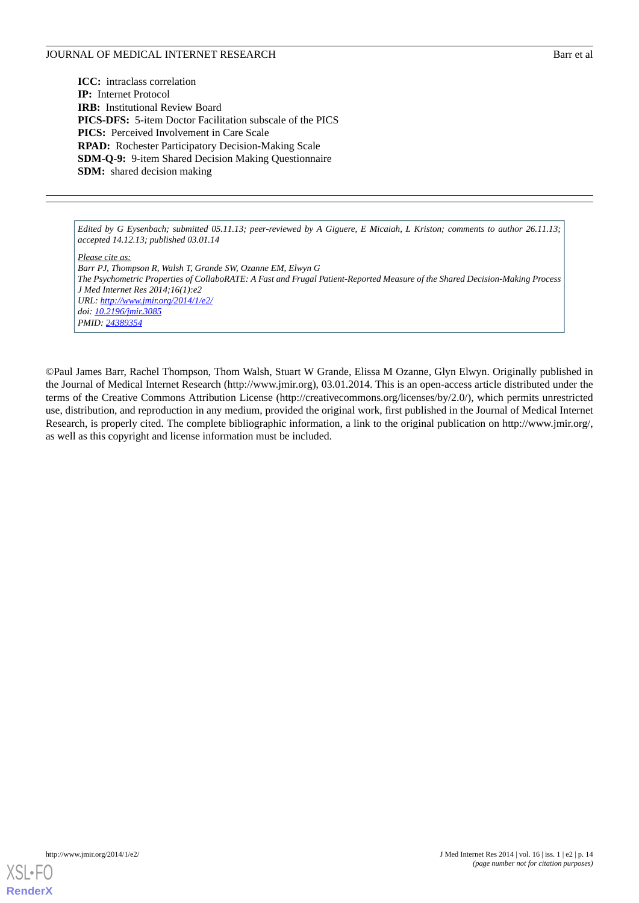**ICC:** intraclass correlation
**IP:** Internet Protocol
**IRB:** Institutional Review Board
**PICS-DFS:** 5-item Doctor Facilitation subscale of the PICS
**PICS:** Perceived Involvement in Care Scale
**RPAD:** Rochester Participatory Decision-Making Scale
**SDM-Q-9:** 9-item Shared Decision Making Questionnaire
**SDM:** shared decision making

---

*Edited by G Eysenbach; submitted 05.11.13; peer-reviewed by A Giguere, E Micaiah, L Kriston; comments to author 26.11.13; accepted 14.12.13; published 03.01.14*

*Please cite as:*
*Barr PJ, Thompson R, Walsh T, Grande SW, Ozanne EM, Elwyn G*
*The Psychometric Properties of CollaboRATE: A Fast and Frugal Patient-Reported Measure of the Shared Decision-Making Process*
*J Med Internet Res 2014;16(1):e2*
*URL: http://www.jmir.org/2014/1/e2/*
*doi: 10.2196/jmir.3085*
*PMID: 24389354*

©Paul James Barr, Rachel Thompson, Thom Walsh, Stuart W Grande, Elissa M Ozanne, Glyn Elwyn. Originally published in the Journal of Medical Internet Research (http://www.jmir.org), 03.01.2014. This is an open-access article distributed under the terms of the Creative Commons Attribution License (http://creativecommons.org/licenses/by/2.0/), which permits unrestricted use, distribution, and reproduction in any medium, provided the original work, first published in the Journal of Medical Internet Research, is properly cited. The complete bibliographic information, a link to the original publication on http://www.jmir.org/, as well as this copyright and license information must be included.